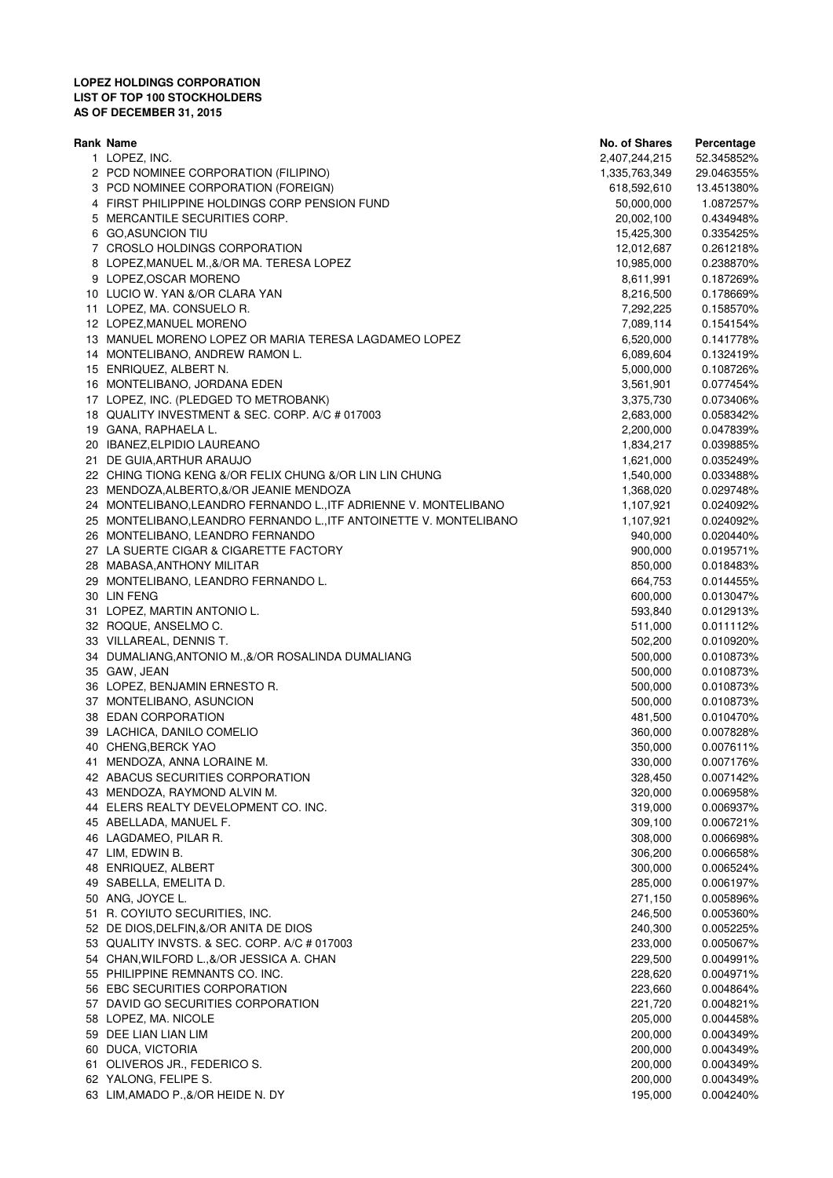**LOPEZ HOLDINGS CORPORATION**
**LIST OF TOP 100 STOCKHOLDERS**
**AS OF DECEMBER 31, 2015**

| Rank | Name | No. of Shares | Percentage |
|---|---|---|---|
| 1 | LOPEZ, INC. | 2,407,244,215 | 52.345852% |
| 2 | PCD NOMINEE CORPORATION (FILIPINO) | 1,335,763,349 | 29.046355% |
| 3 | PCD NOMINEE CORPORATION (FOREIGN) | 618,592,610 | 13.451380% |
| 4 | FIRST PHILIPPINE HOLDINGS CORP PENSION FUND | 50,000,000 | 1.087257% |
| 5 | MERCANTILE SECURITIES CORP. | 20,002,100 | 0.434948% |
| 6 | GO,ASUNCION TIU | 15,425,300 | 0.335425% |
| 7 | CROSLO HOLDINGS CORPORATION | 12,012,687 | 0.261218% |
| 8 | LOPEZ,MANUEL M.,&/OR MA. TERESA LOPEZ | 10,985,000 | 0.238870% |
| 9 | LOPEZ,OSCAR MORENO | 8,611,991 | 0.187269% |
| 10 | LUCIO W. YAN &/OR CLARA YAN | 8,216,500 | 0.178669% |
| 11 | LOPEZ, MA. CONSUELO R. | 7,292,225 | 0.158570% |
| 12 | LOPEZ,MANUEL MORENO | 7,089,114 | 0.154154% |
| 13 | MANUEL MORENO LOPEZ OR MARIA TERESA LAGDAMEO LOPEZ | 6,520,000 | 0.141778% |
| 14 | MONTELIBANO, ANDREW RAMON L. | 6,089,604 | 0.132419% |
| 15 | ENRIQUEZ, ALBERT N. | 5,000,000 | 0.108726% |
| 16 | MONTELIBANO, JORDANA EDEN | 3,561,901 | 0.077454% |
| 17 | LOPEZ, INC. (PLEDGED TO METROBANK) | 3,375,730 | 0.073406% |
| 18 | QUALITY INVESTMENT & SEC. CORP. A/C # 017003 | 2,683,000 | 0.058342% |
| 19 | GANA, RAPHAELA L. | 2,200,000 | 0.047839% |
| 20 | IBANEZ,ELPIDIO LAUREANO | 1,834,217 | 0.039885% |
| 21 | DE GUIA,ARTHUR ARAUJO | 1,621,000 | 0.035249% |
| 22 | CHING TIONG KENG &/OR FELIX CHUNG &/OR LIN LIN CHUNG | 1,540,000 | 0.033488% |
| 23 | MENDOZA,ALBERTO,&/OR JEANIE MENDOZA | 1,368,020 | 0.029748% |
| 24 | MONTELIBANO,LEANDRO FERNANDO L.,ITF ADRIENNE V. MONTELIBANO | 1,107,921 | 0.024092% |
| 25 | MONTELIBANO,LEANDRO FERNANDO L.,ITF ANTOINETTE V. MONTELIBANO | 1,107,921 | 0.024092% |
| 26 | MONTELIBANO, LEANDRO FERNANDO | 940,000 | 0.020440% |
| 27 | LA SUERTE CIGAR & CIGARETTE FACTORY | 900,000 | 0.019571% |
| 28 | MABASA,ANTHONY MILITAR | 850,000 | 0.018483% |
| 29 | MONTELIBANO, LEANDRO FERNANDO L. | 664,753 | 0.014455% |
| 30 | LIN FENG | 600,000 | 0.013047% |
| 31 | LOPEZ, MARTIN ANTONIO L. | 593,840 | 0.012913% |
| 32 | ROQUE, ANSELMO C. | 511,000 | 0.011112% |
| 33 | VILLAREAL, DENNIS T. | 502,200 | 0.010920% |
| 34 | DUMALIANG,ANTONIO M.,&/OR ROSALINDA DUMALIANG | 500,000 | 0.010873% |
| 35 | GAW, JEAN | 500,000 | 0.010873% |
| 36 | LOPEZ, BENJAMIN ERNESTO R. | 500,000 | 0.010873% |
| 37 | MONTELIBANO, ASUNCION | 500,000 | 0.010873% |
| 38 | EDAN CORPORATION | 481,500 | 0.010470% |
| 39 | LACHICA, DANILO COMELIO | 360,000 | 0.007828% |
| 40 | CHENG,BERCK YAO | 350,000 | 0.007611% |
| 41 | MENDOZA, ANNA LORAINE M. | 330,000 | 0.007176% |
| 42 | ABACUS SECURITIES CORPORATION | 328,450 | 0.007142% |
| 43 | MENDOZA, RAYMOND ALVIN M. | 320,000 | 0.006958% |
| 44 | ELERS REALTY DEVELOPMENT CO. INC. | 319,000 | 0.006937% |
| 45 | ABELLADA, MANUEL F. | 309,100 | 0.006721% |
| 46 | LAGDAMEO, PILAR R. | 308,000 | 0.006698% |
| 47 | LIM, EDWIN B. | 306,200 | 0.006658% |
| 48 | ENRIQUEZ, ALBERT | 300,000 | 0.006524% |
| 49 | SABELLA, EMELITA D. | 285,000 | 0.006197% |
| 50 | ANG, JOYCE L. | 271,150 | 0.005896% |
| 51 | R. COYIUTO SECURITIES, INC. | 246,500 | 0.005360% |
| 52 | DE DIOS,DELFIN,&/OR ANITA DE DIOS | 240,300 | 0.005225% |
| 53 | QUALITY INVSTS. & SEC. CORP. A/C # 017003 | 233,000 | 0.005067% |
| 54 | CHAN,WILFORD L.,&/OR JESSICA A. CHAN | 229,500 | 0.004991% |
| 55 | PHILIPPINE REMNANTS CO. INC. | 228,620 | 0.004971% |
| 56 | EBC SECURITIES CORPORATION | 223,660 | 0.004864% |
| 57 | DAVID GO SECURITIES CORPORATION | 221,720 | 0.004821% |
| 58 | LOPEZ, MA. NICOLE | 205,000 | 0.004458% |
| 59 | DEE LIAN LIAN LIM | 200,000 | 0.004349% |
| 60 | DUCA, VICTORIA | 200,000 | 0.004349% |
| 61 | OLIVEROS JR., FEDERICO S. | 200,000 | 0.004349% |
| 62 | YALONG, FELIPE S. | 200,000 | 0.004349% |
| 63 | LIM,AMADO P.,&/OR HEIDE N. DY | 195,000 | 0.004240% |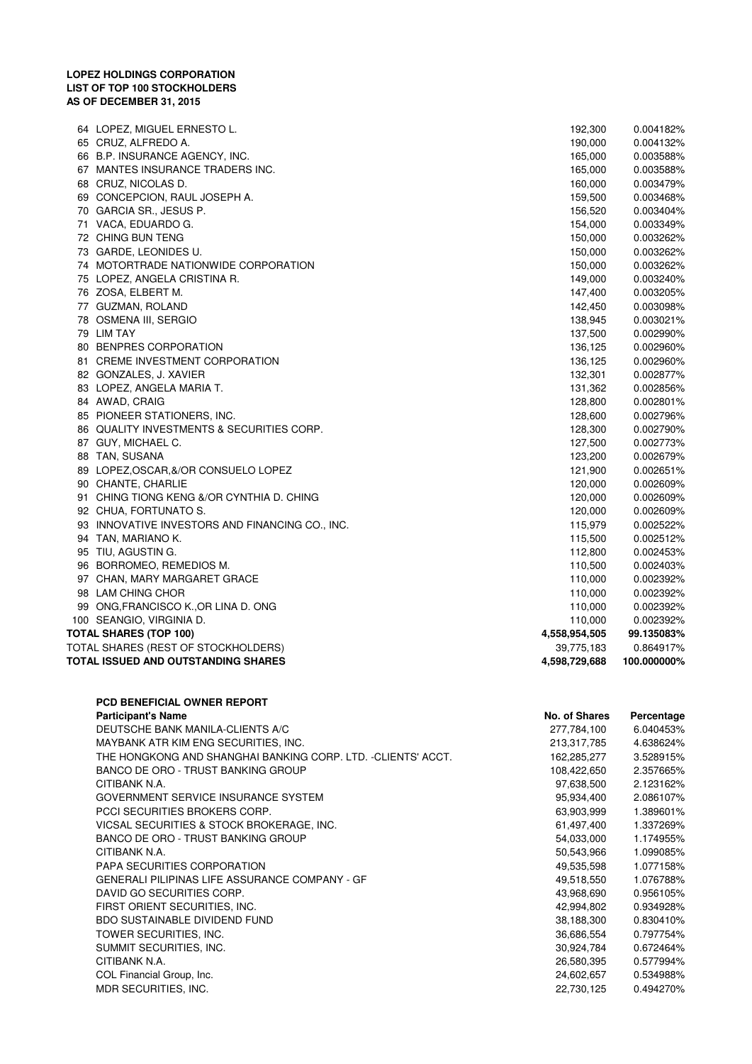**LOPEZ HOLDINGS CORPORATION**
**LIST OF TOP 100 STOCKHOLDERS**
**AS OF DECEMBER 31, 2015**

| | | | |
|---|---|---|---|
| 64 | LOPEZ, MIGUEL ERNESTO L. | 192,300 | 0.004182% |
| 65 | CRUZ, ALFREDO A. | 190,000 | 0.004132% |
| 66 | B.P. INSURANCE AGENCY, INC. | 165,000 | 0.003588% |
| 67 | MANTES INSURANCE TRADERS INC. | 165,000 | 0.003588% |
| 68 | CRUZ, NICOLAS D. | 160,000 | 0.003479% |
| 69 | CONCEPCION, RAUL JOSEPH A. | 159,500 | 0.003468% |
| 70 | GARCIA SR., JESUS P. | 156,520 | 0.003404% |
| 71 | VACA, EDUARDO G. | 154,000 | 0.003349% |
| 72 | CHING BUN TENG | 150,000 | 0.003262% |
| 73 | GARDE, LEONIDES U. | 150,000 | 0.003262% |
| 74 | MOTORTRADE NATIONWIDE CORPORATION | 150,000 | 0.003262% |
| 75 | LOPEZ, ANGELA CRISTINA R. | 149,000 | 0.003240% |
| 76 | ZOSA, ELBERT M. | 147,400 | 0.003205% |
| 77 | GUZMAN, ROLAND | 142,450 | 0.003098% |
| 78 | OSMENA III, SERGIO | 138,945 | 0.003021% |
| 79 | LIM TAY | 137,500 | 0.002990% |
| 80 | BENPRES CORPORATION | 136,125 | 0.002960% |
| 81 | CREME INVESTMENT CORPORATION | 136,125 | 0.002960% |
| 82 | GONZALES, J. XAVIER | 132,301 | 0.002877% |
| 83 | LOPEZ, ANGELA MARIA T. | 131,362 | 0.002856% |
| 84 | AWAD, CRAIG | 128,800 | 0.002801% |
| 85 | PIONEER STATIONERS, INC. | 128,600 | 0.002796% |
| 86 | QUALITY INVESTMENTS & SECURITIES CORP. | 128,300 | 0.002790% |
| 87 | GUY, MICHAEL C. | 127,500 | 0.002773% |
| 88 | TAN, SUSANA | 123,200 | 0.002679% |
| 89 | LOPEZ,OSCAR,&/OR CONSUELO LOPEZ | 121,900 | 0.002651% |
| 90 | CHANTE, CHARLIE | 120,000 | 0.002609% |
| 91 | CHING TIONG KENG &/OR CYNTHIA D. CHING | 120,000 | 0.002609% |
| 92 | CHUA, FORTUNATO S. | 120,000 | 0.002609% |
| 93 | INNOVATIVE INVESTORS AND FINANCING CO., INC. | 115,979 | 0.002522% |
| 94 | TAN, MARIANO K. | 115,500 | 0.002512% |
| 95 | TIU, AGUSTIN G. | 112,800 | 0.002453% |
| 96 | BORROMEO, REMEDIOS M. | 110,500 | 0.002403% |
| 97 | CHAN, MARY MARGARET GRACE | 110,000 | 0.002392% |
| 98 | LAM CHING CHOR | 110,000 | 0.002392% |
| 99 | ONG,FRANCISCO K.,OR LINA D. ONG | 110,000 | 0.002392% |
| 100 | SEANGIO, VIRGINIA D. | 110,000 | 0.002392% |
| **TOTAL SHARES (TOP 100)** | | **4,558,954,505** | **99.135083%** |
| TOTAL SHARES (REST OF STOCKHOLDERS) | | 39,775,183 | 0.864917% |
| **TOTAL ISSUED AND OUTSTANDING SHARES** | | **4,598,729,688** | **100.000000%** |

**PCD BENEFICIAL OWNER REPORT**

| Participant's Name | No. of Shares | Percentage |
|---|---|---|
| DEUTSCHE BANK MANILA-CLIENTS A/C | 277,784,100 | 6.040453% |
| MAYBANK ATR KIM ENG SECURITIES, INC. | 213,317,785 | 4.638624% |
| THE HONGKONG AND SHANGHAI BANKING CORP. LTD. -CLIENTS' ACCT. | 162,285,277 | 3.528915% |
| BANCO DE ORO - TRUST BANKING GROUP | 108,422,650 | 2.357665% |
| CITIBANK N.A. | 97,638,500 | 2.123162% |
| GOVERNMENT SERVICE INSURANCE SYSTEM | 95,934,400 | 2.086107% |
| PCCI SECURITIES BROKERS CORP. | 63,903,999 | 1.389601% |
| VICSAL SECURITIES & STOCK BROKERAGE, INC. | 61,497,400 | 1.337269% |
| BANCO DE ORO - TRUST BANKING GROUP | 54,033,000 | 1.174955% |
| CITIBANK N.A. | 50,543,966 | 1.099085% |
| PAPA SECURITIES CORPORATION | 49,535,598 | 1.077158% |
| GENERALI PILIPINAS LIFE ASSURANCE COMPANY - GF | 49,518,550 | 1.076788% |
| DAVID GO SECURITIES CORP. | 43,968,690 | 0.956105% |
| FIRST ORIENT SECURITIES, INC. | 42,994,802 | 0.934928% |
| BDO SUSTAINABLE DIVIDEND FUND | 38,188,300 | 0.830410% |
| TOWER SECURITIES, INC. | 36,686,554 | 0.797754% |
| SUMMIT SECURITIES, INC. | 30,924,784 | 0.672464% |
| CITIBANK N.A. | 26,580,395 | 0.577994% |
| COL Financial Group, Inc. | 24,602,657 | 0.534988% |
| MDR SECURITIES, INC. | 22,730,125 | 0.494270% |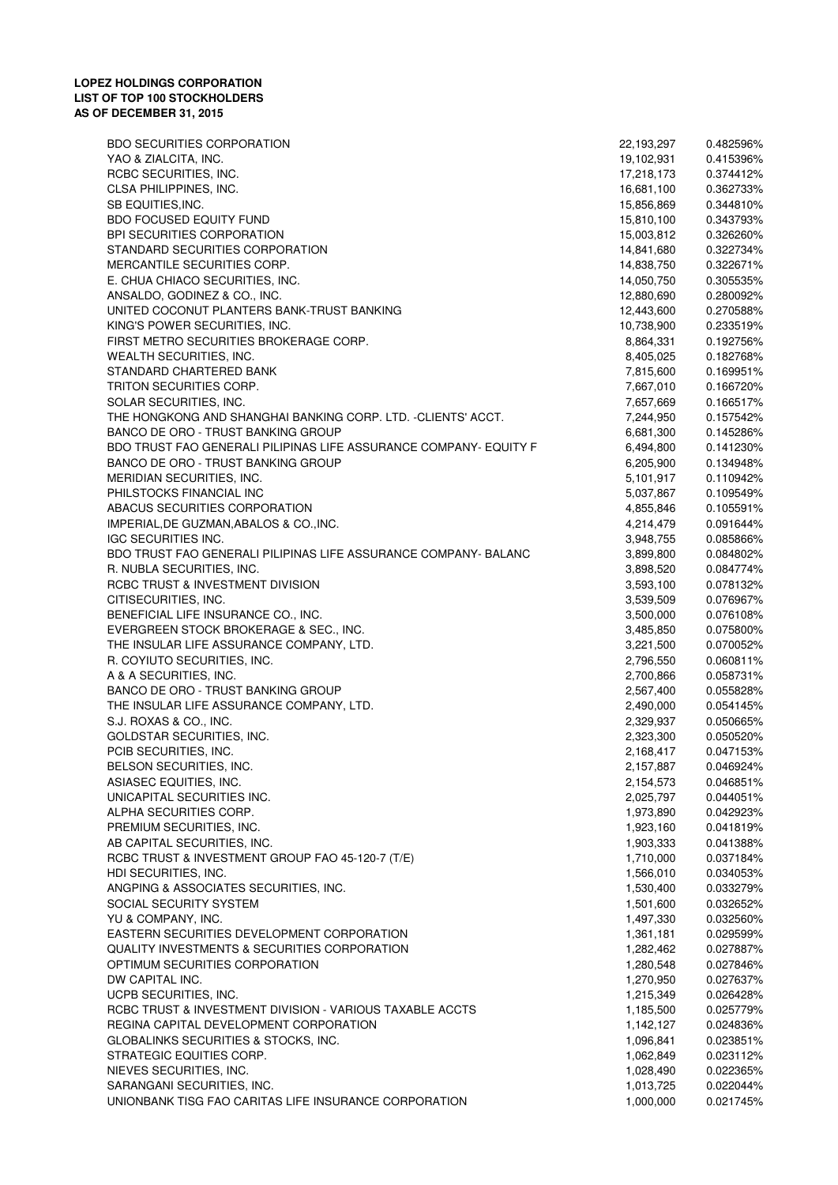**LOPEZ HOLDINGS CORPORATION**
**LIST OF TOP 100 STOCKHOLDERS**
**AS OF DECEMBER 31, 2015**

| | | |
|---|---|---|
| BDO SECURITIES CORPORATION | 22,193,297 | 0.482596% |
| YAO & ZIALCITA, INC. | 19,102,931 | 0.415396% |
| RCBC SECURITIES, INC. | 17,218,173 | 0.374412% |
| CLSA PHILIPPINES, INC. | 16,681,100 | 0.362733% |
| SB EQUITIES,INC. | 15,856,869 | 0.344810% |
| BDO FOCUSED EQUITY FUND | 15,810,100 | 0.343793% |
| BPI SECURITIES CORPORATION | 15,003,812 | 0.326260% |
| STANDARD SECURITIES CORPORATION | 14,841,680 | 0.322734% |
| MERCANTILE SECURITIES CORP. | 14,838,750 | 0.322671% |
| E. CHUA CHIACO SECURITIES, INC. | 14,050,750 | 0.305535% |
| ANSALDO, GODINEZ & CO., INC. | 12,880,690 | 0.280092% |
| UNITED COCONUT PLANTERS BANK-TRUST BANKING | 12,443,600 | 0.270588% |
| KING'S POWER SECURITIES, INC. | 10,738,900 | 0.233519% |
| FIRST METRO SECURITIES BROKERAGE CORP. | 8,864,331 | 0.192756% |
| WEALTH SECURITIES, INC. | 8,405,025 | 0.182768% |
| STANDARD CHARTERED BANK | 7,815,600 | 0.169951% |
| TRITON SECURITIES CORP. | 7,667,010 | 0.166720% |
| SOLAR SECURITIES, INC. | 7,657,669 | 0.166517% |
| THE HONGKONG AND SHANGHAI BANKING CORP. LTD. -CLIENTS' ACCT. | 7,244,950 | 0.157542% |
| BANCO DE ORO - TRUST BANKING GROUP | 6,681,300 | 0.145286% |
| BDO TRUST FAO GENERALI PILIPINAS LIFE ASSURANCE COMPANY- EQUITY F | 6,494,800 | 0.141230% |
| BANCO DE ORO - TRUST BANKING GROUP | 6,205,900 | 0.134948% |
| MERIDIAN SECURITIES, INC. | 5,101,917 | 0.110942% |
| PHILSTOCKS FINANCIAL INC | 5,037,867 | 0.109549% |
| ABACUS SECURITIES CORPORATION | 4,855,846 | 0.105591% |
| IMPERIAL,DE GUZMAN,ABALOS & CO.,INC. | 4,214,479 | 0.091644% |
| IGC SECURITIES INC. | 3,948,755 | 0.085866% |
| BDO TRUST FAO GENERALI PILIPINAS LIFE ASSURANCE COMPANY- BALANC | 3,899,800 | 0.084802% |
| R. NUBLA SECURITIES, INC. | 3,898,520 | 0.084774% |
| RCBC TRUST & INVESTMENT DIVISION | 3,593,100 | 0.078132% |
| CITISECURITIES, INC. | 3,539,509 | 0.076967% |
| BENEFICIAL LIFE INSURANCE CO., INC. | 3,500,000 | 0.076108% |
| EVERGREEN STOCK BROKERAGE & SEC., INC. | 3,485,850 | 0.075800% |
| THE INSULAR LIFE ASSURANCE COMPANY, LTD. | 3,221,500 | 0.070052% |
| R. COYIUTO SECURITIES, INC. | 2,796,550 | 0.060811% |
| A & A SECURITIES, INC. | 2,700,866 | 0.058731% |
| BANCO DE ORO - TRUST BANKING GROUP | 2,567,400 | 0.055828% |
| THE INSULAR LIFE ASSURANCE COMPANY, LTD. | 2,490,000 | 0.054145% |
| S.J. ROXAS & CO., INC. | 2,329,937 | 0.050665% |
| GOLDSTAR SECURITIES, INC. | 2,323,300 | 0.050520% |
| PCIB SECURITIES, INC. | 2,168,417 | 0.047153% |
| BELSON SECURITIES, INC. | 2,157,887 | 0.046924% |
| ASIASEC EQUITIES, INC. | 2,154,573 | 0.046851% |
| UNICAPITAL SECURITIES INC. | 2,025,797 | 0.044051% |
| ALPHA SECURITIES CORP. | 1,973,890 | 0.042923% |
| PREMIUM SECURITIES, INC. | 1,923,160 | 0.041819% |
| AB CAPITAL SECURITIES, INC. | 1,903,333 | 0.041388% |
| RCBC TRUST & INVESTMENT GROUP FAO 45-120-7 (T/E) | 1,710,000 | 0.037184% |
| HDI SECURITIES, INC. | 1,566,010 | 0.034053% |
| ANGPING & ASSOCIATES SECURITIES, INC. | 1,530,400 | 0.033279% |
| SOCIAL SECURITY SYSTEM | 1,501,600 | 0.032652% |
| YU & COMPANY, INC. | 1,497,330 | 0.032560% |
| EASTERN SECURITIES DEVELOPMENT CORPORATION | 1,361,181 | 0.029599% |
| QUALITY INVESTMENTS & SECURITIES CORPORATION | 1,282,462 | 0.027887% |
| OPTIMUM SECURITIES CORPORATION | 1,280,548 | 0.027846% |
| DW CAPITAL INC. | 1,270,950 | 0.027637% |
| UCPB SECURITIES, INC. | 1,215,349 | 0.026428% |
| RCBC TRUST & INVESTMENT DIVISION - VARIOUS TAXABLE ACCTS | 1,185,500 | 0.025779% |
| REGINA CAPITAL DEVELOPMENT CORPORATION | 1,142,127 | 0.024836% |
| GLOBALINKS SECURITIES & STOCKS, INC. | 1,096,841 | 0.023851% |
| STRATEGIC EQUITIES CORP. | 1,062,849 | 0.023112% |
| NIEVES SECURITIES, INC. | 1,028,490 | 0.022365% |
| SARANGANI SECURITIES, INC. | 1,013,725 | 0.022044% |
| UNIONBANK TISG FAO CARITAS LIFE INSURANCE CORPORATION | 1,000,000 | 0.021745% |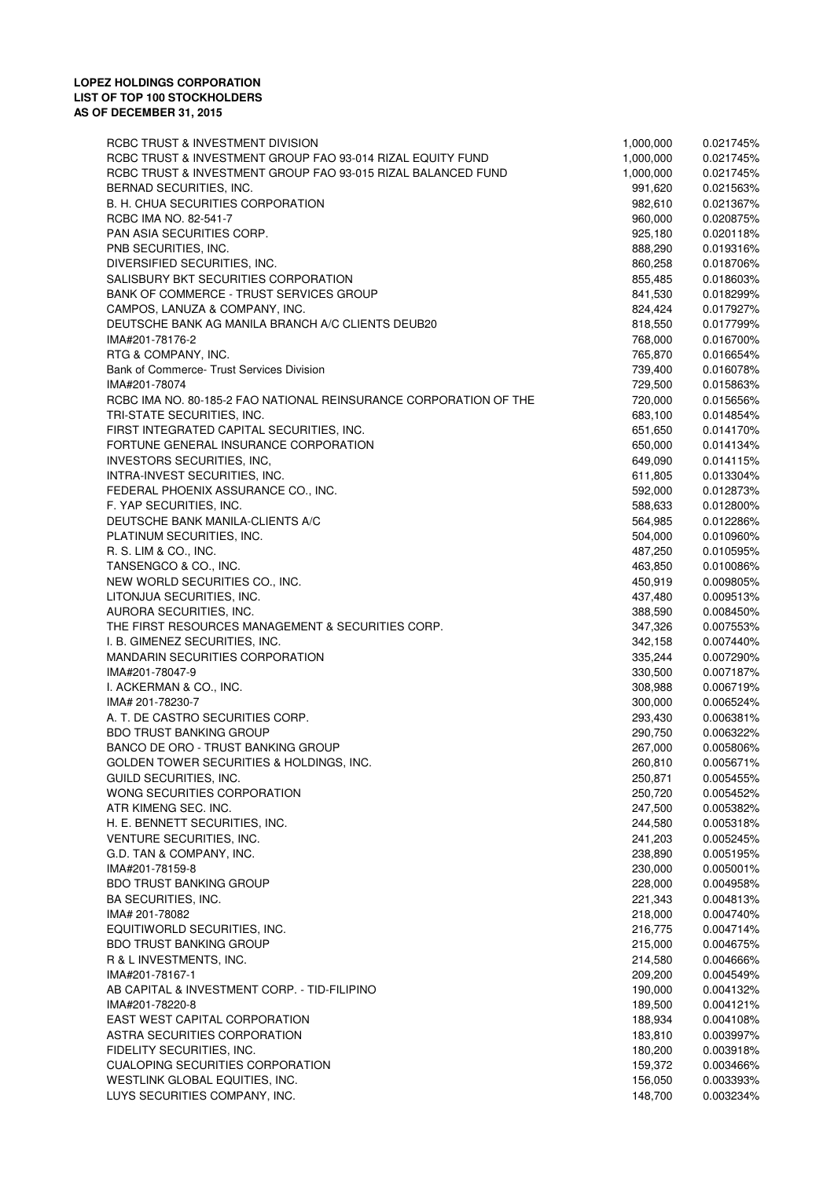**LOPEZ HOLDINGS CORPORATION**
**LIST OF TOP 100 STOCKHOLDERS**
**AS OF DECEMBER 31, 2015**

| | | |
|---|---|---|
| RCBC TRUST & INVESTMENT DIVISION | 1,000,000 | 0.021745% |
| RCBC TRUST & INVESTMENT GROUP FAO 93-014 RIZAL EQUITY FUND | 1,000,000 | 0.021745% |
| RCBC TRUST & INVESTMENT GROUP FAO 93-015 RIZAL BALANCED FUND | 1,000,000 | 0.021745% |
| BERNAD SECURITIES, INC. | 991,620 | 0.021563% |
| B. H. CHUA SECURITIES CORPORATION | 982,610 | 0.021367% |
| RCBC IMA NO. 82-541-7 | 960,000 | 0.020875% |
| PAN ASIA SECURITIES CORP. | 925,180 | 0.020118% |
| PNB SECURITIES, INC. | 888,290 | 0.019316% |
| DIVERSIFIED SECURITIES, INC. | 860,258 | 0.018706% |
| SALISBURY BKT SECURITIES CORPORATION | 855,485 | 0.018603% |
| BANK OF COMMERCE - TRUST SERVICES GROUP | 841,530 | 0.018299% |
| CAMPOS, LANUZA & COMPANY, INC. | 824,424 | 0.017927% |
| DEUTSCHE BANK AG MANILA BRANCH A/C CLIENTS DEUB20 | 818,550 | 0.017799% |
| IMA#201-78176-2 | 768,000 | 0.016700% |
| RTG & COMPANY, INC. | 765,870 | 0.016654% |
| Bank of Commerce- Trust Services Division | 739,400 | 0.016078% |
| IMA#201-78074 | 729,500 | 0.015863% |
| RCBC IMA NO. 80-185-2 FAO NATIONAL REINSURANCE CORPORATION OF THE | 720,000 | 0.015656% |
| TRI-STATE SECURITIES, INC. | 683,100 | 0.014854% |
| FIRST INTEGRATED CAPITAL SECURITIES, INC. | 651,650 | 0.014170% |
| FORTUNE GENERAL INSURANCE CORPORATION | 650,000 | 0.014134% |
| INVESTORS SECURITIES, INC, | 649,090 | 0.014115% |
| INTRA-INVEST SECURITIES, INC. | 611,805 | 0.013304% |
| FEDERAL PHOENIX ASSURANCE CO., INC. | 592,000 | 0.012873% |
| F. YAP SECURITIES, INC. | 588,633 | 0.012800% |
| DEUTSCHE BANK MANILA-CLIENTS A/C | 564,985 | 0.012286% |
| PLATINUM SECURITIES, INC. | 504,000 | 0.010960% |
| R. S. LIM & CO., INC. | 487,250 | 0.010595% |
| TANSENGCO & CO., INC. | 463,850 | 0.010086% |
| NEW WORLD SECURITIES CO., INC. | 450,919 | 0.009805% |
| LITONJUA SECURITIES, INC. | 437,480 | 0.009513% |
| AURORA SECURITIES, INC. | 388,590 | 0.008450% |
| THE FIRST RESOURCES MANAGEMENT & SECURITIES CORP. | 347,326 | 0.007553% |
| I. B. GIMENEZ SECURITIES, INC. | 342,158 | 0.007440% |
| MANDARIN SECURITIES CORPORATION | 335,244 | 0.007290% |
| IMA#201-78047-9 | 330,500 | 0.007187% |
| I. ACKERMAN & CO., INC. | 308,988 | 0.006719% |
| IMA# 201-78230-7 | 300,000 | 0.006524% |
| A. T. DE CASTRO SECURITIES CORP. | 293,430 | 0.006381% |
| BDO TRUST BANKING GROUP | 290,750 | 0.006322% |
| BANCO DE ORO - TRUST BANKING GROUP | 267,000 | 0.005806% |
| GOLDEN TOWER SECURITIES & HOLDINGS, INC. | 260,810 | 0.005671% |
| GUILD SECURITIES, INC. | 250,871 | 0.005455% |
| WONG SECURITIES CORPORATION | 250,720 | 0.005452% |
| ATR KIMENG SEC. INC. | 247,500 | 0.005382% |
| H. E. BENNETT SECURITIES, INC. | 244,580 | 0.005318% |
| VENTURE SECURITIES, INC. | 241,203 | 0.005245% |
| G.D. TAN & COMPANY, INC. | 238,890 | 0.005195% |
| IMA#201-78159-8 | 230,000 | 0.005001% |
| BDO TRUST BANKING GROUP | 228,000 | 0.004958% |
| BA SECURITIES, INC. | 221,343 | 0.004813% |
| IMA# 201-78082 | 218,000 | 0.004740% |
| EQUITIWORLD SECURITIES, INC. | 216,775 | 0.004714% |
| BDO TRUST BANKING GROUP | 215,000 | 0.004675% |
| R & L INVESTMENTS, INC. | 214,580 | 0.004666% |
| IMA#201-78167-1 | 209,200 | 0.004549% |
| AB CAPITAL & INVESTMENT CORP. - TID-FILIPINO | 190,000 | 0.004132% |
| IMA#201-78220-8 | 189,500 | 0.004121% |
| EAST WEST CAPITAL CORPORATION | 188,934 | 0.004108% |
| ASTRA SECURITIES CORPORATION | 183,810 | 0.003997% |
| FIDELITY SECURITIES, INC. | 180,200 | 0.003918% |
| CUALOPING SECURITIES CORPORATION | 159,372 | 0.003466% |
| WESTLINK GLOBAL EQUITIES, INC. | 156,050 | 0.003393% |
| LUYS SECURITIES COMPANY, INC. | 148,700 | 0.003234% |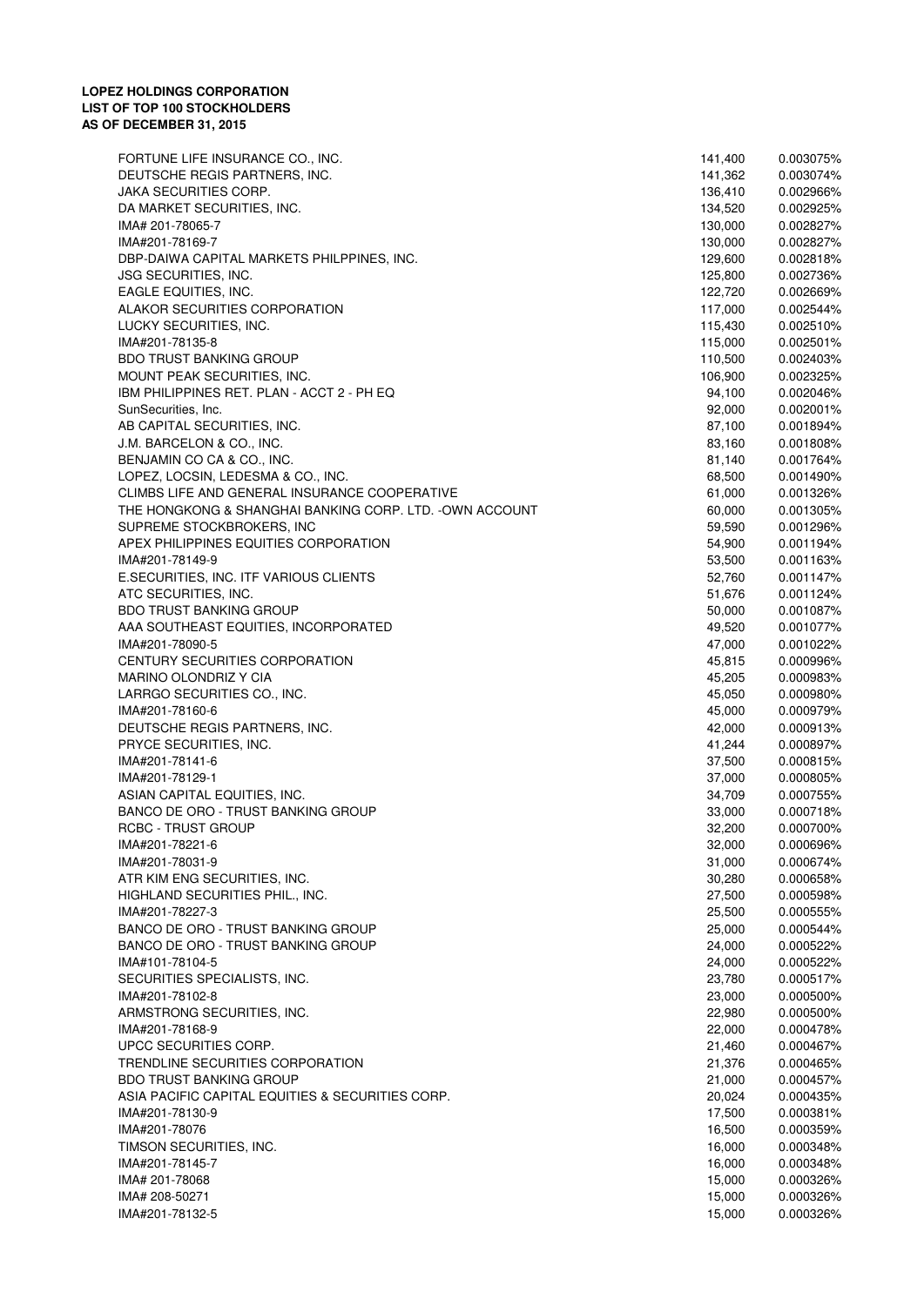**LOPEZ HOLDINGS CORPORATION**
**LIST OF TOP 100 STOCKHOLDERS**
**AS OF DECEMBER 31, 2015**

| | | |
|---|---|---|
| FORTUNE LIFE INSURANCE CO., INC. | 141,400 | 0.003075% |
| DEUTSCHE REGIS PARTNERS, INC. | 141,362 | 0.003074% |
| JAKA SECURITIES CORP. | 136,410 | 0.002966% |
| DA MARKET SECURITIES, INC. | 134,520 | 0.002925% |
| IMA# 201-78065-7 | 130,000 | 0.002827% |
| IMA#201-78169-7 | 130,000 | 0.002827% |
| DBP-DAIWA CAPITAL MARKETS PHILPPINES, INC. | 129,600 | 0.002818% |
| JSG SECURITIES, INC. | 125,800 | 0.002736% |
| EAGLE EQUITIES, INC. | 122,720 | 0.002669% |
| ALAKOR SECURITIES CORPORATION | 117,000 | 0.002544% |
| LUCKY SECURITIES, INC. | 115,430 | 0.002510% |
| IMA#201-78135-8 | 115,000 | 0.002501% |
| BDO TRUST BANKING GROUP | 110,500 | 0.002403% |
| MOUNT PEAK SECURITIES, INC. | 106,900 | 0.002325% |
| IBM PHILIPPINES RET. PLAN - ACCT 2 - PH EQ | 94,100 | 0.002046% |
| SunSecurities, Inc. | 92,000 | 0.002001% |
| AB CAPITAL SECURITIES, INC. | 87,100 | 0.001894% |
| J.M. BARCELON & CO., INC. | 83,160 | 0.001808% |
| BENJAMIN CO CA & CO., INC. | 81,140 | 0.001764% |
| LOPEZ, LOCSIN, LEDESMA & CO., INC. | 68,500 | 0.001490% |
| CLIMBS LIFE AND GENERAL INSURANCE COOPERATIVE | 61,000 | 0.001326% |
| THE HONGKONG & SHANGHAI BANKING CORP. LTD. -OWN ACCOUNT | 60,000 | 0.001305% |
| SUPREME STOCKBROKERS, INC | 59,590 | 0.001296% |
| APEX PHILIPPINES EQUITIES CORPORATION | 54,900 | 0.001194% |
| IMA#201-78149-9 | 53,500 | 0.001163% |
| E.SECURITIES, INC. ITF VARIOUS CLIENTS | 52,760 | 0.001147% |
| ATC SECURITIES, INC. | 51,676 | 0.001124% |
| BDO TRUST BANKING GROUP | 50,000 | 0.001087% |
| AAA SOUTHEAST EQUITIES, INCORPORATED | 49,520 | 0.001077% |
| IMA#201-78090-5 | 47,000 | 0.001022% |
| CENTURY SECURITIES CORPORATION | 45,815 | 0.000996% |
| MARINO OLONDRIZ Y CIA | 45,205 | 0.000983% |
| LARRGO SECURITIES CO., INC. | 45,050 | 0.000980% |
| IMA#201-78160-6 | 45,000 | 0.000979% |
| DEUTSCHE REGIS PARTNERS, INC. | 42,000 | 0.000913% |
| PRYCE SECURITIES, INC. | 41,244 | 0.000897% |
| IMA#201-78141-6 | 37,500 | 0.000815% |
| IMA#201-78129-1 | 37,000 | 0.000805% |
| ASIAN CAPITAL EQUITIES, INC. | 34,709 | 0.000755% |
| BANCO DE ORO - TRUST BANKING GROUP | 33,000 | 0.000718% |
| RCBC - TRUST GROUP | 32,200 | 0.000700% |
| IMA#201-78221-6 | 32,000 | 0.000696% |
| IMA#201-78031-9 | 31,000 | 0.000674% |
| ATR KIM ENG SECURITIES, INC. | 30,280 | 0.000658% |
| HIGHLAND SECURITIES PHIL., INC. | 27,500 | 0.000598% |
| IMA#201-78227-3 | 25,500 | 0.000555% |
| BANCO DE ORO - TRUST BANKING GROUP | 25,000 | 0.000544% |
| BANCO DE ORO - TRUST BANKING GROUP | 24,000 | 0.000522% |
| IMA#101-78104-5 | 24,000 | 0.000522% |
| SECURITIES SPECIALISTS, INC. | 23,780 | 0.000517% |
| IMA#201-78102-8 | 23,000 | 0.000500% |
| ARMSTRONG SECURITIES, INC. | 22,980 | 0.000500% |
| IMA#201-78168-9 | 22,000 | 0.000478% |
| UPCC SECURITIES CORP. | 21,460 | 0.000467% |
| TRENDLINE SECURITIES CORPORATION | 21,376 | 0.000465% |
| BDO TRUST BANKING GROUP | 21,000 | 0.000457% |
| ASIA PACIFIC CAPITAL EQUITIES & SECURITIES CORP. | 20,024 | 0.000435% |
| IMA#201-78130-9 | 17,500 | 0.000381% |
| IMA#201-78076 | 16,500 | 0.000359% |
| TIMSON SECURITIES, INC. | 16,000 | 0.000348% |
| IMA#201-78145-7 | 16,000 | 0.000348% |
| IMA# 201-78068 | 15,000 | 0.000326% |
| IMA# 208-50271 | 15,000 | 0.000326% |
| IMA#201-78132-5 | 15,000 | 0.000326% |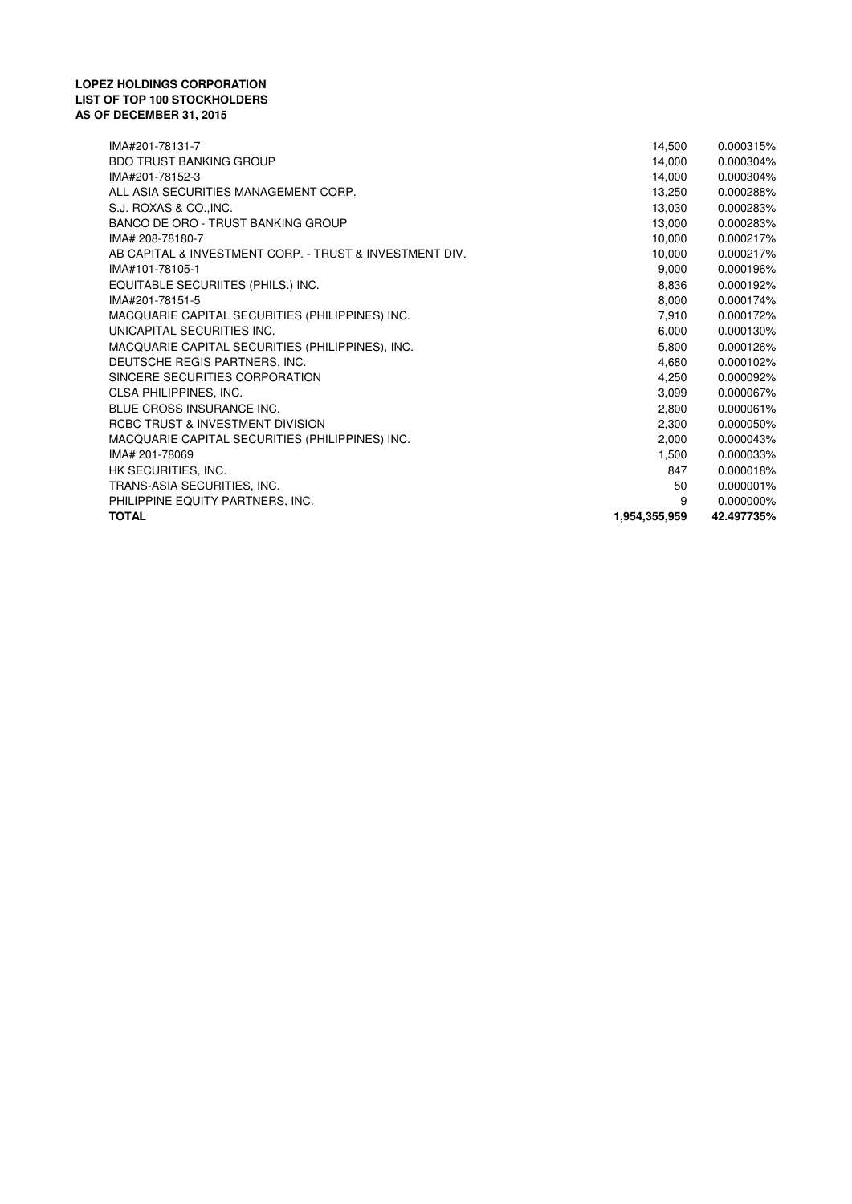**LOPEZ HOLDINGS CORPORATION**
**LIST OF TOP 100 STOCKHOLDERS**
**AS OF DECEMBER 31, 2015**

| | | |
|---|---|---|
| IMA#201-78131-7 | 14,500 | 0.000315% |
| BDO TRUST BANKING GROUP | 14,000 | 0.000304% |
| IMA#201-78152-3 | 14,000 | 0.000304% |
| ALL ASIA SECURITIES MANAGEMENT CORP. | 13,250 | 0.000288% |
| S.J. ROXAS & CO.,INC. | 13,030 | 0.000283% |
| BANCO DE ORO - TRUST BANKING GROUP | 13,000 | 0.000283% |
| IMA# 208-78180-7 | 10,000 | 0.000217% |
| AB CAPITAL & INVESTMENT CORP. - TRUST & INVESTMENT DIV. | 10,000 | 0.000217% |
| IMA#101-78105-1 | 9,000 | 0.000196% |
| EQUITABLE SECURIITES (PHILS.) INC. | 8,836 | 0.000192% |
| IMA#201-78151-5 | 8,000 | 0.000174% |
| MACQUARIE CAPITAL SECURITIES (PHILIPPINES) INC. | 7,910 | 0.000172% |
| UNICAPITAL SECURITIES INC. | 6,000 | 0.000130% |
| MACQUARIE CAPITAL SECURITIES (PHILIPPINES), INC. | 5,800 | 0.000126% |
| DEUTSCHE REGIS PARTNERS, INC. | 4,680 | 0.000102% |
| SINCERE SECURITIES CORPORATION | 4,250 | 0.000092% |
| CLSA PHILIPPINES, INC. | 3,099 | 0.000067% |
| BLUE CROSS INSURANCE INC. | 2,800 | 0.000061% |
| RCBC TRUST & INVESTMENT DIVISION | 2,300 | 0.000050% |
| MACQUARIE CAPITAL SECURITIES (PHILIPPINES) INC. | 2,000 | 0.000043% |
| IMA# 201-78069 | 1,500 | 0.000033% |
| HK SECURITIES, INC. | 847 | 0.000018% |
| TRANS-ASIA SECURITIES, INC. | 50 | 0.000001% |
| PHILIPPINE EQUITY PARTNERS, INC. | 9 | 0.000000% |
| **TOTAL** | **1,954,355,959** | **42.497735%** |